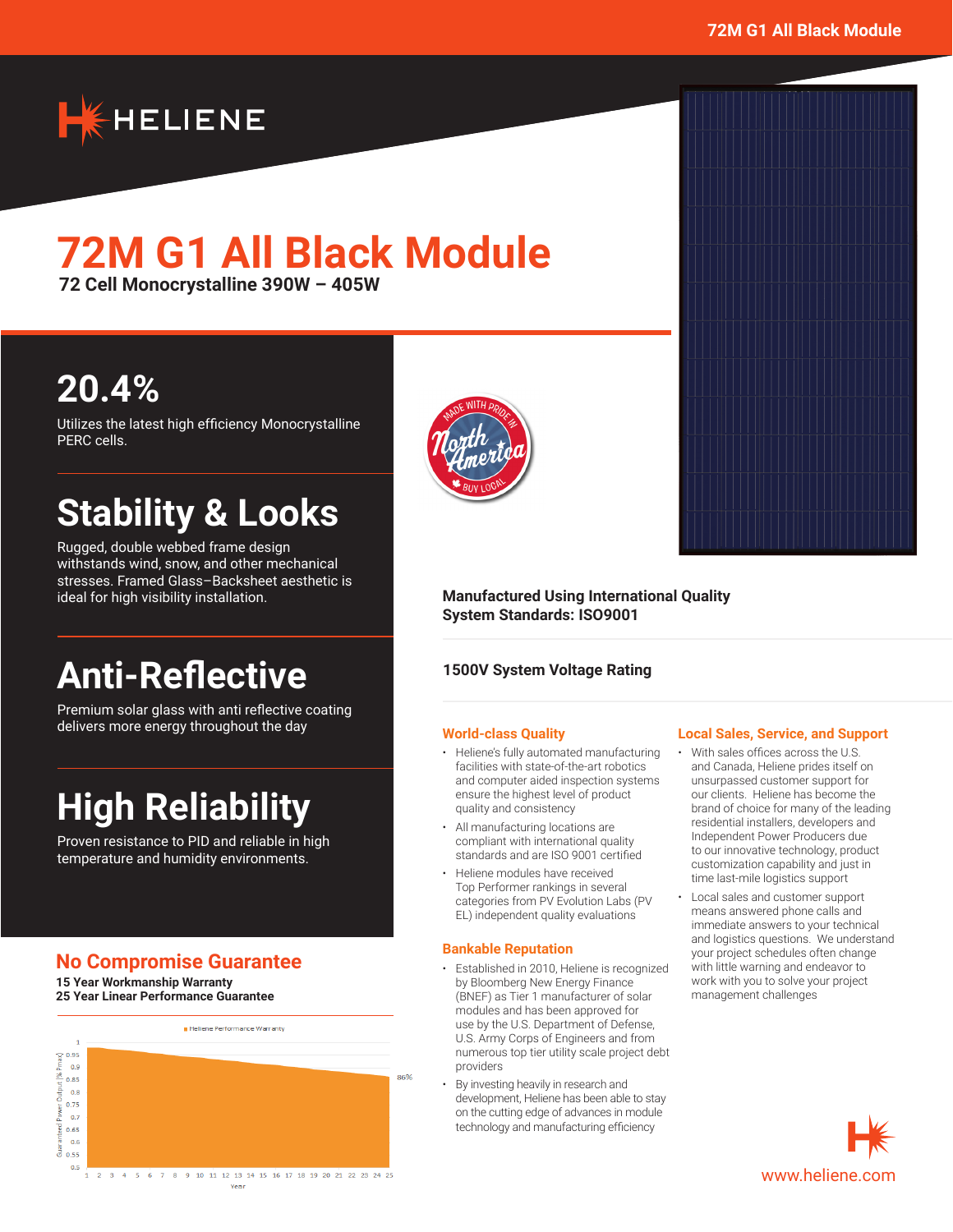# 72M G1 All Black Module

**72 Cell Monocrystalline 390W – 405W**

## 20.4%

Utilizes the latest high efficiency Monocrystalline PERC cells.

## Stability & Looks

Rugged, double webbed frame design withstands wind, snow, and other mechanical stresses. Framed Glass–Backsheet aesthetic is ideal for high visibility installation.

## Anti-Reflective

Premium solar glass with anti reflective coating delivers more energy throughout the day

## High Reliability

Proven resistance to PID and reliable in high temperature and humidity environments.

MADE WITH PRIDE IN North America BUY LOCAL

**Manufactured Using International Quality System Standards: ISO9001**

**1500V System Voltage Rating**

### World-class Quality

- Heliene's fully automated manufacturing facilities with state-of-the-art robotics and computer aided inspection systems ensure the highest level of product quality and consistency
- All manufacturing locations are compliant with international quality standards and are ISO 9001 certified
- Heliene modules have received Top Performer rankings in several categories from PV Evolution Labs (PV EL) independent quality evaluations

### Bankable Reputation

- Established in 2010, Heliene is recognized by Bloomberg New Energy Finance (BNEF) as Tier 1 manufacturer of solar modules and has been approved for use by the U.S. Department of Defense, U.S. Army Corps of Engineers and from numerous top tier utility scale project debt providers
- By investing heavily in research and development, Heliene has been able to stay on the cutting edge of advances in module technology and manufacturing efficiency

### Local Sales, Service, and Support

- With sales offices across the U.S. and Canada, Heliene prides itself on unsurpassed customer support for our clients. Heliene has become the brand of choice for many of the leading residential installers, developers and Independent Power Producers due to our innovative technology, product customization capability and just in time last-mile logistics support
- Local sales and customer support means answered phone calls and immediate answers to your technical and logistics questions. We understand your project schedules often change with little warning and endeavor to work with you to solve your project management challenges

## No Compromise Guarantee

**15 Year Workmanship Warranty**
**25 Year Linear Performance Guarantee**

Heliene Performance Warranty

Guaranteed Power Output [% Pmax] (0.5 – 1) vs. Year (1 – 25); 86% at year 25

www.heliene.com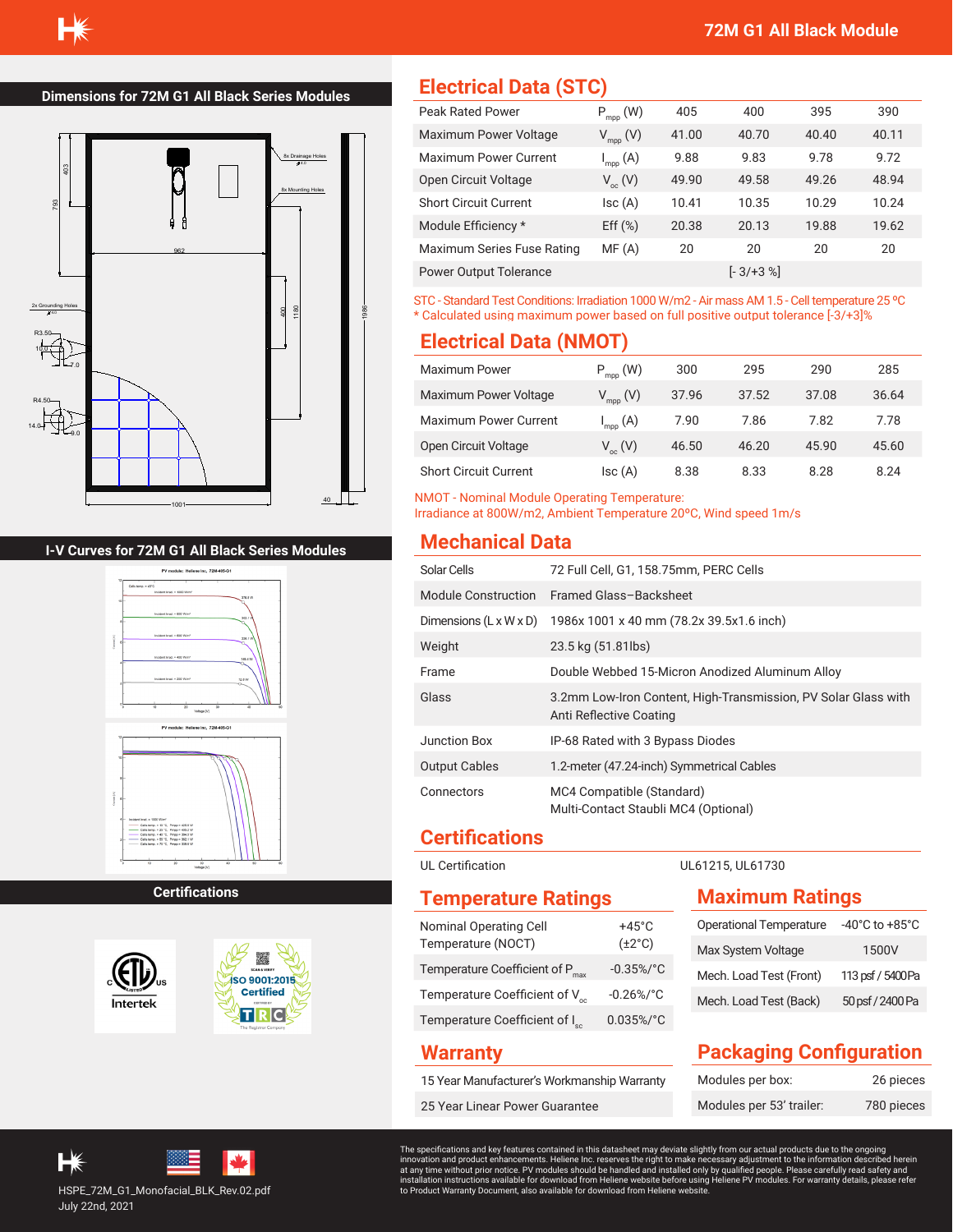# 72M G1 All Black Module

## Dimensions for 72M G1 All Black Series Modules

8x Drainage Holes
8x Mounting Holes
2x Grounding Holes
403
793
962
400
1180
1986
R3.50
10.0
7.0
R4.50
14.0
9.0
1001
40

## I-V Curves for 72M G1 All Black Series Modules

PV module: Heliene Inc, 72M-405-G1

PV module: Heliene Inc, 72M-405-G1

## Certifications

Intertek

ISO 9001:2015 Certified

TRC The Registrar Company

## Electrical Data (STC)

| | | | | | |
|---|---|---|---|---|---|
| Peak Rated Power | $P_{mpp}$ (W) | 405 | 400 | 395 | 390 |
| Maximum Power Voltage | $V_{mpp}$ (V) | 41.00 | 40.70 | 40.40 | 40.11 |
| Maximum Power Current | $I_{mpp}$ (A) | 9.88 | 9.83 | 9.78 | 9.72 |
| Open Circuit Voltage | $V_{oc}$ (V) | 49.90 | 49.58 | 49.26 | 48.94 |
| Short Circuit Current | Isc (A) | 10.41 | 10.35 | 10.29 | 10.24 |
| Module Efficiency * | Eff (%) | 20.38 | 20.13 | 19.88 | 19.62 |
| Maximum Series Fuse Rating | MF (A) | 20 | 20 | 20 | 20 |
| Power Output Tolerance | | [- 3/+3 %] | | | |

STC - Standard Test Conditions: Irradiation 1000 W/m2 - Air mass AM 1.5 - Cell temperature 25 ºC
* Calculated using maximum power based on full positive output tolerance [-3/+3]%

## Electrical Data (NMOT)

| | | | | | |
|---|---|---|---|---|---|
| Maximum Power | $P_{mpp}$ (W) | 300 | 295 | 290 | 285 |
| Maximum Power Voltage | $V_{mpp}$ (V) | 37.96 | 37.52 | 37.08 | 36.64 |
| Maximum Power Current | $I_{mpp}$ (A) | 7.90 | 7.86 | 7.82 | 7.78 |
| Open Circuit Voltage | $V_{oc}$ (V) | 46.50 | 46.20 | 45.90 | 45.60 |
| Short Circuit Current | Isc (A) | 8.38 | 8.33 | 8.28 | 8.24 |

NMOT - Nominal Module Operating Temperature:
Irradiance at 800W/m2, Ambient Temperature 20ºC, Wind speed 1m/s

## Mechanical Data

| | |
|---|---|
| Solar Cells | 72 Full Cell, G1, 158.75mm, PERC Cells |
| Module Construction | Framed Glass–Backsheet |
| Dimensions (L x W x D) | 1986x 1001 x 40 mm (78.2x 39.5x1.6 inch) |
| Weight | 23.5 kg (51.81lbs) |
| Frame | Double Webbed 15-Micron Anodized Aluminum Alloy |
| Glass | 3.2mm Low-Iron Content, High-Transmission, PV Solar Glass with Anti Reflective Coating |
| Junction Box | IP-68 Rated with 3 Bypass Diodes |
| Output Cables | 1.2-meter (47.24-inch) Symmetrical Cables |
| Connectors | MC4 Compatible (Standard)<br>Multi-Contact Staubli MC4 (Optional) |

## Certifications

| | |
|---|---|
| UL Certification | UL61215, UL61730 |

## Temperature Ratings

| | |
|---|---|
| Nominal Operating Cell Temperature (NOCT) | +45°C (±2°C) |
| Temperature Coefficient of $P_{max}$ | -0.35%/°C |
| Temperature Coefficient of $V_{oc}$ | -0.26%/°C |
| Temperature Coefficient of $I_{sc}$ | 0.035%/°C |

## Maximum Ratings

| | |
|---|---|
| Operational Temperature | -40°C to +85°C |
| Max System Voltage | 1500V |
| Mech. Load Test (Front) | 113 psf / 5400 Pa |
| Mech. Load Test (Back) | 50 psf / 2400 Pa |

## Warranty

15 Year Manufacturer's Workmanship Warranty

25 Year Linear Power Guarantee

## Packaging Configuration

| | |
|---|---|
| Modules per box: | 26 pieces |
| Modules per 53' trailer: | 780 pieces |

HSPE_72M_G1_Monofacial_BLK_Rev.02.pdf
July 22nd, 2021

The specifications and key features contained in this datasheet may deviate slightly from our actual products due to the ongoing innovation and product enhancements. Heliene Inc. reserves the right to make necessary adjustment to the information described herein at any time without prior notice. PV modules should be handled and installed only by qualified people. Please carefully read safety and installation instructions available for download from Heliene website before using Heliene PV modules. For warranty details, please refer to Product Warranty Document, also available for download from Heliene website.